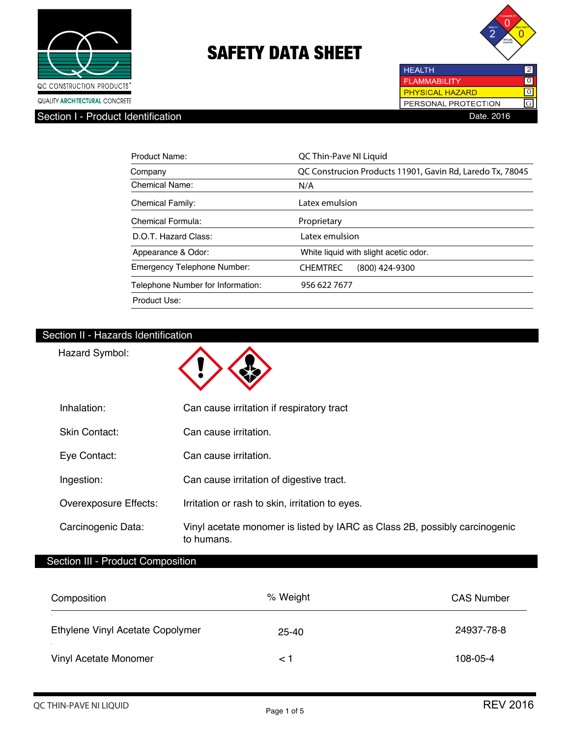QC CONSTRUCTION PRODUCTS
QUALITY ARCHITECTURAL CONCRETE

# SAFETY DATA SHEET

| HEALTH | 2 |
|---|---|
| FLAMMABILITY | 0 |
| PHYSICAL HAZARD | 0 |
| PERSONAL PROTECTION | G |

## Section I - Product Identification

Date. 2016

| | |
|---|---|
| Product Name: | QC Thin-Pave NI Liquid |
| Company | QC Construcion Products 11901, Gavin Rd, Laredo Tx, 78045 |
| Chemical Name: | N/A |
| Chemical Family: | Latex emulsion |
| Chemical Formula: | Proprietary |
| D.O.T. Hazard Class: | Latex emulsion |
| Appearance & Odor: | White liquid with slight acetic odor. |
| Emergency Telephone Number: | CHEMTREC (800) 424-9300 |
| Telephone Number for Information: | 956 622 7677 |
| Product Use: | |

## Section II - Hazards Identification

Hazard Symbol:

| | |
|---|---|
| Inhalation: | Can cause irritation if respiratory tract |
| Skin Contact: | Can cause irritation. |
| Eye Contact: | Can cause irritation. |
| Ingestion: | Can cause irritation of digestive tract. |
| Overexposure Effects: | Irritation or rash to skin, irritation to eyes. |
| Carcinogenic Data: | Vinyl acetate monomer is listed by IARC as Class 2B, possibly carcinogenic to humans. |

## Section III - Product Composition

| Composition | % Weight | CAS Number |
|---|---|---|
| Ethylene Vinyl Acetate Copolymer | 25-40 | 24937-78-8 |
| Vinyl Acetate Monomer | < 1 | 108-05-4 |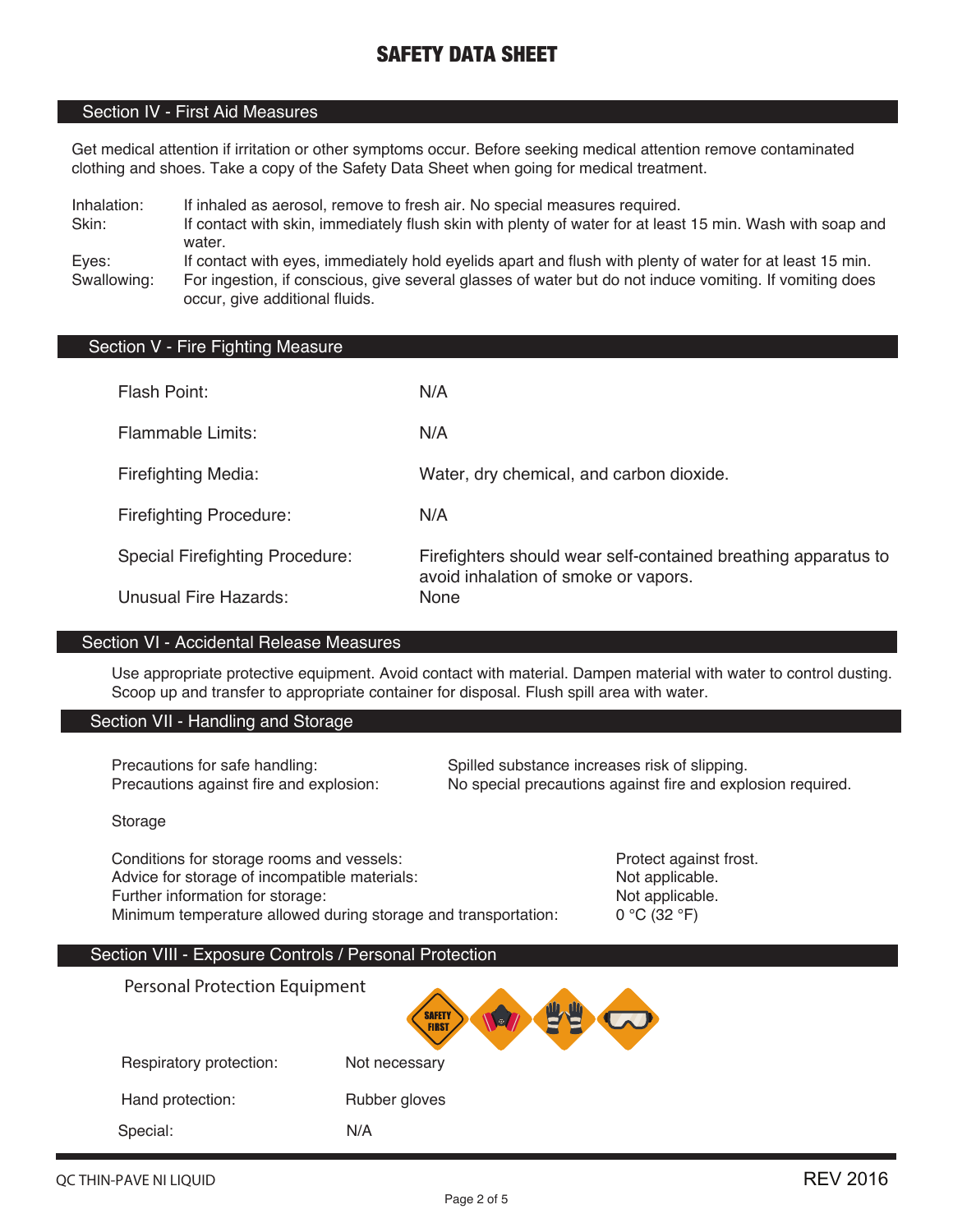# SAFETY DATA SHEET

## Section IV - First Aid Measures

Get medical attention if irritation or other symptoms occur. Before seeking medical attention remove contaminated clothing and shoes. Take a copy of the Safety Data Sheet when going for medical treatment.

| | |
|---|---|
| Inhalation: | If inhaled as aerosol, remove to fresh air. No special measures required. |
| Skin: | If contact with skin, immediately flush skin with plenty of water for at least 15 min. Wash with soap and water. |
| Eyes: | If contact with eyes, immediately hold eyelids apart and flush with plenty of water for at least 15 min. |
| Swallowing: | For ingestion, if conscious, give several glasses of water but do not induce vomiting. If vomiting does occur, give additional fluids. |

## Section V - Fire Fighting Measure

| | |
|---|---|
| Flash Point: | N/A |
| Flammable Limits: | N/A |
| Firefighting Media: | Water, dry chemical, and carbon dioxide. |
| Firefighting Procedure: | N/A |
| Special Firefighting Procedure: | Firefighters should wear self-contained breathing apparatus to avoid inhalation of smoke or vapors. |
| Unusual Fire Hazards: | None |

## Section VI - Accidental Release Measures

Use appropriate protective equipment. Avoid contact with material. Dampen material with water to control dusting. Scoop up and transfer to appropriate container for disposal. Flush spill area with water.

## Section VII - Handling and Storage

| | |
|---|---|
| Precautions for safe handling: | Spilled substance increases risk of slipping. |
| Precautions against fire and explosion: | No special precautions against fire and explosion required. |

Storage

| | |
|---|---|
| Conditions for storage rooms and vessels: | Protect against frost. |
| Advice for storage of incompatible materials: | Not applicable. |
| Further information for storage: | Not applicable. |
| Minimum temperature allowed during storage and transportation: | 0 °C (32 °F) |

## Section VIII - Exposure Controls / Personal Protection

Personal Protection Equipment

| | |
|---|---|
| Respiratory protection: | Not necessary |
| Hand protection: | Rubber gloves |
| Special: | N/A |

QC THIN-PAVE NI LIQUID

REV 2016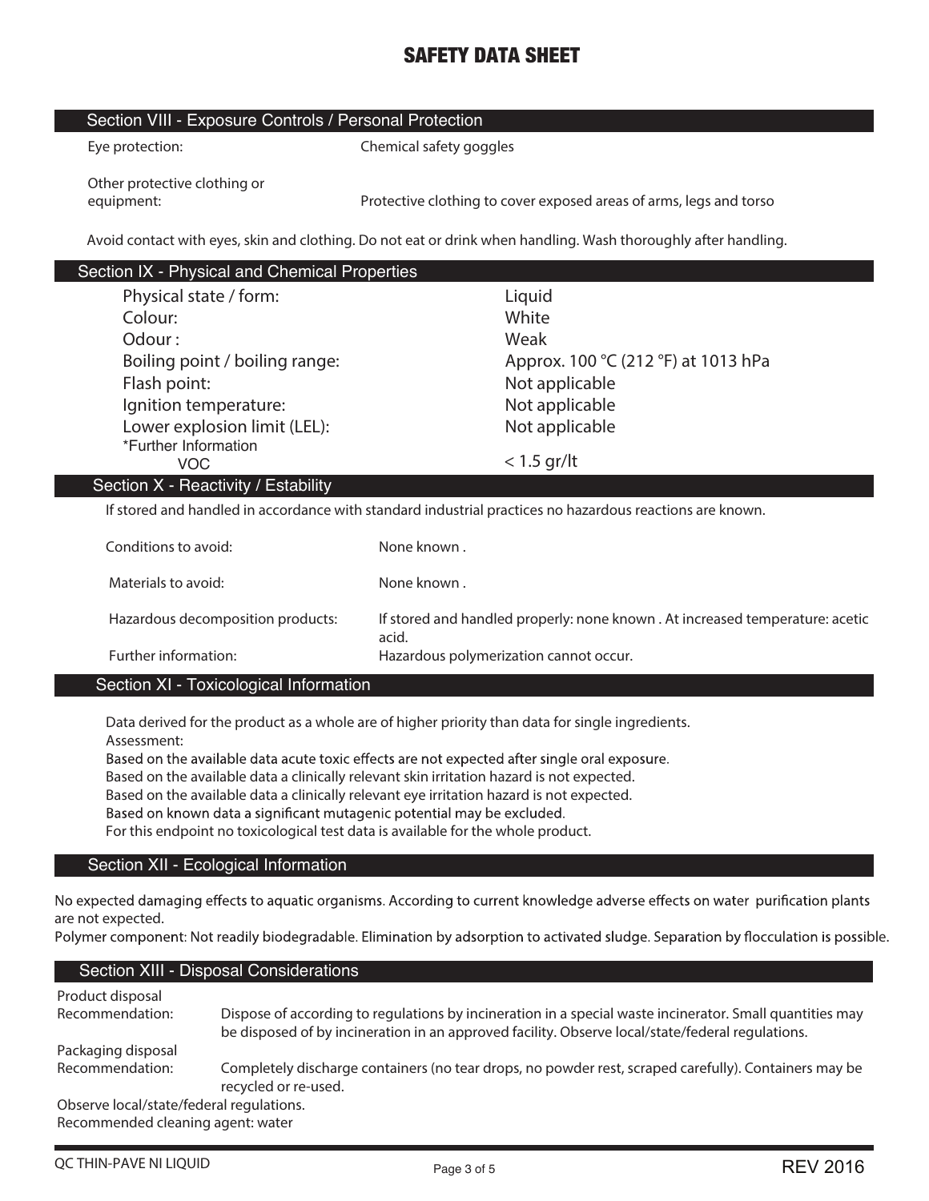# SAFETY DATA SHEET

## Section VIII - Exposure Controls / Personal Protection

| | |
|---|---|
| Eye protection: | Chemical safety goggles |
| Other protective clothing or equipment: | Protective clothing to cover exposed areas of arms, legs and torso |

Avoid contact with eyes, skin and clothing. Do not eat or drink when handling. Wash thoroughly after handling.

## Section IX - Physical and Chemical Properties

| | |
|---|---|
| Physical state / form: | Liquid |
| Colour: | White |
| Odour : | Weak |
| Boiling point / boiling range: | Approx. 100 °C (212 °F) at 1013 hPa |
| Flash point: | Not applicable |
| Ignition temperature: | Not applicable |
| Lower explosion limit (LEL): | Not applicable |
| *Further Information VOC | < 1.5 gr/lt |

## Section X - Reactivity / Estability

If stored and handled in accordance with standard industrial practices no hazardous reactions are known.

| | |
|---|---|
| Conditions to avoid: | None known . |
| Materials to avoid: | None known . |
| Hazardous decomposition products: | If stored and handled properly: none known . At increased temperature: acetic acid. |
| Further information: | Hazardous polymerization cannot occur. |

## Section XI - Toxicological Information

Data derived for the product as a whole are of higher priority than data for single ingredients.
Assessment:
Based on the available data acute toxic effects are not expected after single oral exposure.
Based on the available data a clinically relevant skin irritation hazard is not expected.
Based on the available data a clinically relevant eye irritation hazard is not expected.
Based on known data a significant mutagenic potential may be excluded.
For this endpoint no toxicological test data is available for the whole product.

## Section XII - Ecological Information

No expected damaging effects to aquatic organisms. According to current knowledge adverse effects on water purification plants are not expected.
Polymer component: Not readily biodegradable. Elimination by adsorption to activated sludge. Separation by flocculation is possible.

## Section XIII - Disposal Considerations

| | |
|---|---|
| Product disposal Recommendation: | Dispose of according to regulations by incineration in a special waste incinerator. Small quantities may be disposed of by incineration in an approved facility. Observe local/state/federal regulations. |
| Packaging disposal Recommendation: | Completely discharge containers (no tear drops, no powder rest, scraped carefully). Containers may be recycled or re-used. |

Observe local/state/federal regulations.
Recommended cleaning agent: water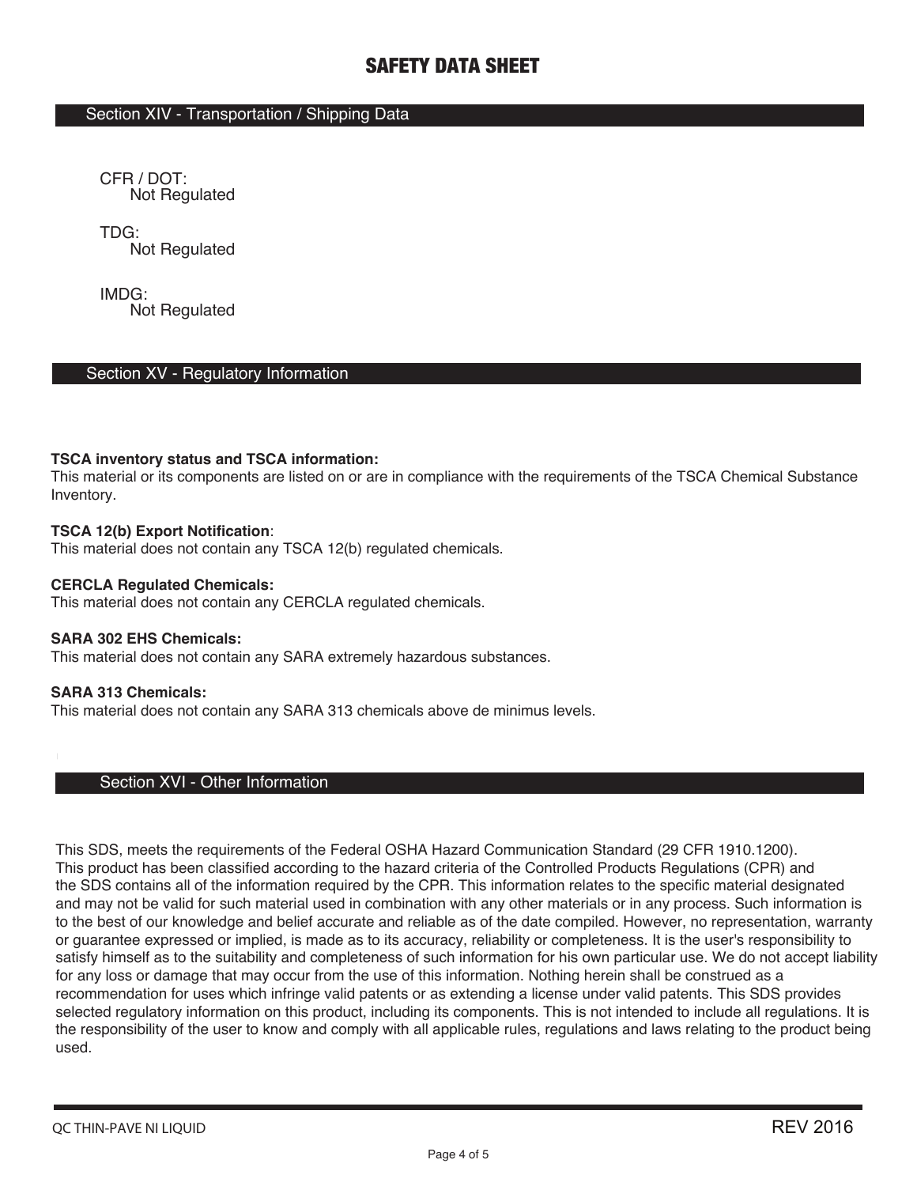# SAFETY DATA SHEET

## Section XIV - Transportation / Shipping Data

CFR / DOT:
Not Regulated

TDG:
Not Regulated

IMDG:
Not Regulated

## Section XV - Regulatory Information

**TSCA inventory status and TSCA information:**
This material or its components are listed on or are in compliance with the requirements of the TSCA Chemical Substance Inventory.

**TSCA 12(b) Export Notification**:
This material does not contain any TSCA 12(b) regulated chemicals.

**CERCLA Regulated Chemicals:**
This material does not contain any CERCLA regulated chemicals.

**SARA 302 EHS Chemicals:**
This material does not contain any SARA extremely hazardous substances.

**SARA 313 Chemicals:**
This material does not contain any SARA 313 chemicals above de minimus levels.

## Section XVI - Other Information

This SDS, meets the requirements of the Federal OSHA Hazard Communication Standard (29 CFR 1910.1200). This product has been classified according to the hazard criteria of the Controlled Products Regulations (CPR) and the SDS contains all of the information required by the CPR. This information relates to the specific material designated and may not be valid for such material used in combination with any other materials or in any process. Such information is to the best of our knowledge and belief accurate and reliable as of the date compiled. However, no representation, warranty or guarantee expressed or implied, is made as to its accuracy, reliability or completeness. It is the user's responsibility to satisfy himself as to the suitability and completeness of such information for his own particular use. We do not accept liability for any loss or damage that may occur from the use of this information. Nothing herein shall be construed as a recommendation for uses which infringe valid patents or as extending a license under valid patents. This SDS provides selected regulatory information on this product, including its components. This is not intended to include all regulations. It is the responsibility of the user to know and comply with all applicable rules, regulations and laws relating to the product being used.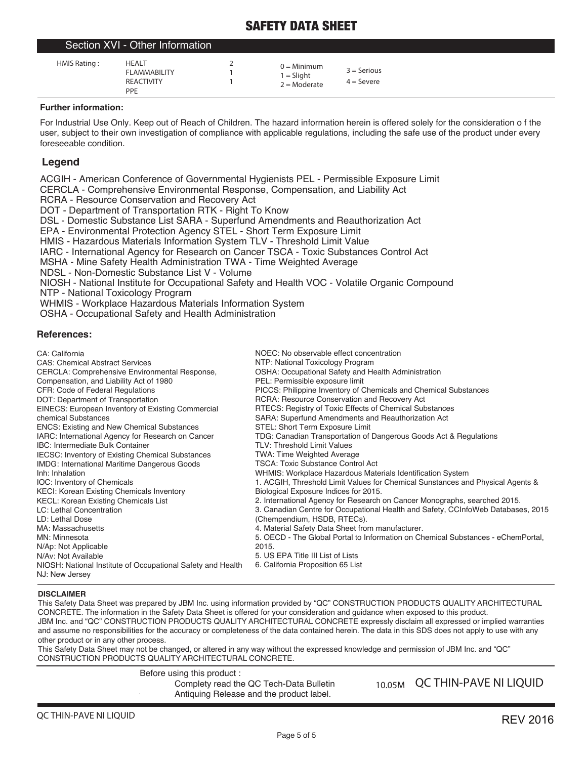# SAFETY DATA SHEET

## Section XVI - Other Information

| | | | | |
|---|---|---|---|---|
| HMIS Rating : | HEALT<br>FLAMMABILITY<br>REACTIVITY<br>PPE | 2<br>1<br>1 | 0 = Minimum<br>1 = Slight<br>2 = Moderate | 3 = Serious<br>4 = Severe |

**Further information:**

For Industrial Use Only. Keep out of Reach of Children. The hazard information herein is offered solely for the consideration o f the user, subject to their own investigation of compliance with applicable regulations, including the safe use of the product under every foreseeable condition.

### Legend

ACGIH - American Conference of Governmental Hygienists PEL - Permissible Exposure Limit
CERCLA - Comprehensive Environmental Response, Compensation, and Liability Act
RCRA - Resource Conservation and Recovery Act
DOT - Department of Transportation RTK - Right To Know
DSL - Domestic Substance List SARA - Superfund Amendments and Reauthorization Act
EPA - Environmental Protection Agency STEL - Short Term Exposure Limit
HMIS - Hazardous Materials Information System TLV - Threshold Limit Value
IARC - International Agency for Research on Cancer TSCA - Toxic Substances Control Act
MSHA - Mine Safety Health Administration TWA - Time Weighted Average
NDSL - Non-Domestic Substance List V - Volume
NIOSH - National Institute for Occupational Safety and Health VOC - Volatile Organic Compound
NTP - National Toxicology Program
WHMIS - Workplace Hazardous Materials Information System
OSHA - Occupational Safety and Health Administration

**References:**

CA: California
CAS: Chemical Abstract Services
CERCLA: Comprehensive Environmental Response, Compensation, and Liability Act of 1980
CFR: Code of Federal Regulations
DOT: Department of Transportation
EINECS: European Inventory of Existing Commercial chemical Substances
ENCS: Existing and New Chemical Substances
IARC: International Agency for Research on Cancer
IBC: Intermediate Bulk Container
IECSC: Inventory of Existing Chemical Substances
IMDG: International Maritime Dangerous Goods
Inh: Inhalation
IOC: Inventory of Chemicals
KECI: Korean Existing Chemicals Inventory
KECL: Korean Existing Chemicals List
LC: Lethal Concentration
LD: Lethal Dose
MA: Massachusetts
MN: Minnesota
N/Ap: Not Applicable
N/Av: Not Available
NIOSH: National Institute of Occupational Safety and Health
NJ: New Jersey
NOEC: No observable effect concentration
NTP: National Toxicology Program
OSHA: Occupational Safety and Health Administration
PEL: Permissible exposure limit
PICCS: Philippine Inventory of Chemicals and Chemical Substances
RCRA: Resource Conservation and Recovery Act
RTECS: Registry of Toxic Effects of Chemical Substances
SARA: Superfund Amendments and Reauthorization Act
STEL: Short Term Exposure Limit
TDG: Canadian Transportation of Dangerous Goods Act & Regulations
TLV: Threshold Limit Values
TWA: Time Weighted Average
TSCA: Toxic Substance Control Act
WHMIS: Workplace Hazardous Materials Identification System

1. ACGIH, Threshold Limit Values for Chemical Sunstances and Physical Agents & Biological Exposure Indices for 2015.
2. International Agency for Research on Cancer Monographs, searched 2015.
3. Canadian Centre for Occupational Health and Safety, CCInfoWeb Databases, 2015 (Chempendium, HSDB, RTECs).
4. Material Safety Data Sheet from manufacturer.
5. OECD - The Global Portal to Information on Chemical Substances - eChemPortal, 2015.
5. US EPA Title III List of Lists
6. California Proposition 65 List

**DISCLAIMER**

This Safety Data Sheet was prepared by JBM Inc. using information provided by "QC" CONSTRUCTION PRODUCTS QUALITY ARCHITECTURAL CONCRETE. The information in the Safety Data Sheet is offered for your consideration and guidance when exposed to this product.
JBM Inc. and "QC" CONSTRUCTION PRODUCTS QUALITY ARCHITECTURAL CONCRETE expressly disclaim all expressed or implied warranties and assume no responsibilities for the accuracy or completeness of the data contained herein. The data in this SDS does not apply to use with any other product or in any other process.
This Safety Data Sheet may not be changed, or altered in any way without the expressed knowledge and permission of JBM Inc. and "QC" CONSTRUCTION PRODUCTS QUALITY ARCHITECTURAL CONCRETE.

Before using this product :
Complety read the QC Tech-Data Bulletin
Antiquing Release and the product label.

10.05M QC THIN-PAVE NI LIQUID

QC THIN-PAVE NI LIQUID

REV 2016